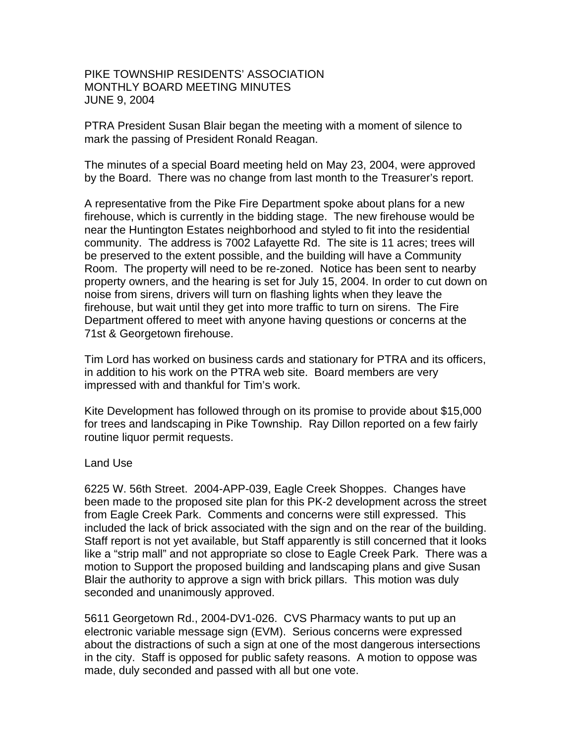PIKE TOWNSHIP RESIDENTS' ASSOCIATION
MONTHLY BOARD MEETING MINUTES
JUNE 9, 2004

PTRA President Susan Blair began the meeting with a moment of silence to mark the passing of President Ronald Reagan.

The minutes of a special Board meeting held on May 23, 2004, were approved by the Board. There was no change from last month to the Treasurer's report.

A representative from the Pike Fire Department spoke about plans for a new firehouse, which is currently in the bidding stage. The new firehouse would be near the Huntington Estates neighborhood and styled to fit into the residential community. The address is 7002 Lafayette Rd. The site is 11 acres; trees will be preserved to the extent possible, and the building will have a Community Room. The property will need to be re-zoned. Notice has been sent to nearby property owners, and the hearing is set for July 15, 2004. In order to cut down on noise from sirens, drivers will turn on flashing lights when they leave the firehouse, but wait until they get into more traffic to turn on sirens. The Fire Department offered to meet with anyone having questions or concerns at the 71st & Georgetown firehouse.

Tim Lord has worked on business cards and stationary for PTRA and its officers, in addition to his work on the PTRA web site. Board members are very impressed with and thankful for Tim's work.

Kite Development has followed through on its promise to provide about $15,000 for trees and landscaping in Pike Township. Ray Dillon reported on a few fairly routine liquor permit requests.

Land Use

6225 W. 56th Street. 2004-APP-039, Eagle Creek Shoppes. Changes have been made to the proposed site plan for this PK-2 development across the street from Eagle Creek Park. Comments and concerns were still expressed. This included the lack of brick associated with the sign and on the rear of the building. Staff report is not yet available, but Staff apparently is still concerned that it looks like a "strip mall" and not appropriate so close to Eagle Creek Park. There was a motion to Support the proposed building and landscaping plans and give Susan Blair the authority to approve a sign with brick pillars. This motion was duly seconded and unanimously approved.

5611 Georgetown Rd., 2004-DV1-026. CVS Pharmacy wants to put up an electronic variable message sign (EVM). Serious concerns were expressed about the distractions of such a sign at one of the most dangerous intersections in the city. Staff is opposed for public safety reasons. A motion to oppose was made, duly seconded and passed with all but one vote.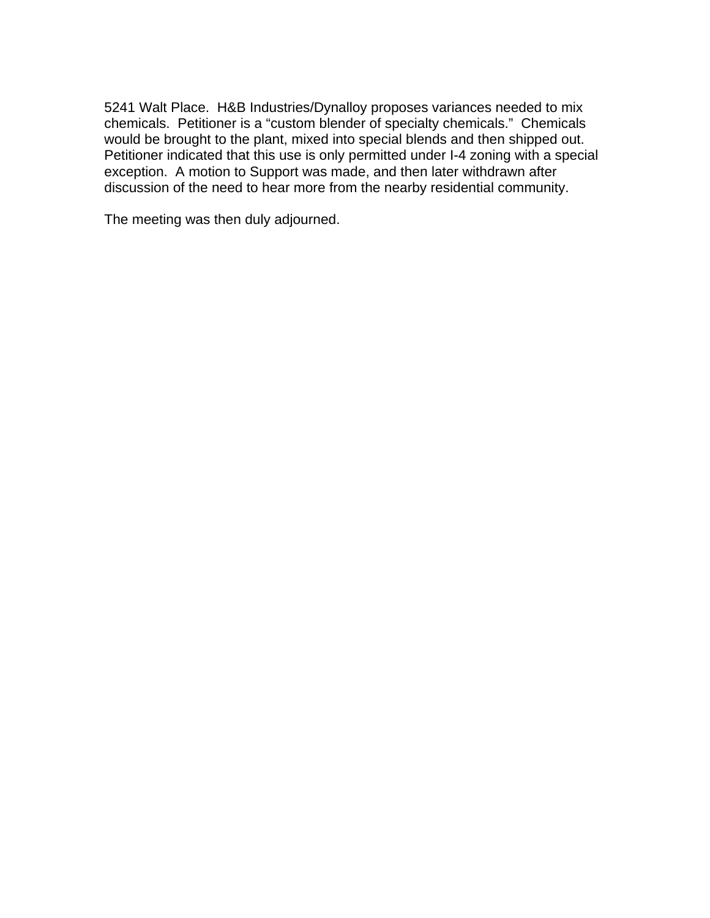5241 Walt Place. H&B Industries/Dynalloy proposes variances needed to mix chemicals. Petitioner is a "custom blender of specialty chemicals." Chemicals would be brought to the plant, mixed into special blends and then shipped out. Petitioner indicated that this use is only permitted under I-4 zoning with a special exception. A motion to Support was made, and then later withdrawn after discussion of the need to hear more from the nearby residential community.

The meeting was then duly adjourned.